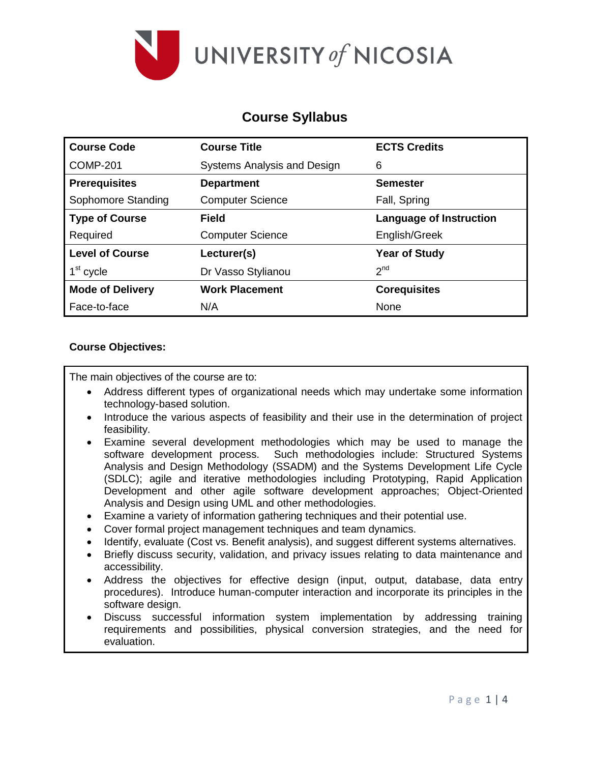UNIVERSITY *of* NICOSIA

# Course Syllabus

| | | |
|---|---|---|
| **Course Code** | **Course Title** | **ECTS Credits** |
| COMP-201 | Systems Analysis and Design | 6 |
| **Prerequisites** | **Department** | **Semester** |
| Sophomore Standing | Computer Science | Fall, Spring |
| **Type of Course** | **Field** | **Language of Instruction** |
| Required | Computer Science | English/Greek |
| **Level of Course** | **Lecturer(s)** | **Year of Study** |
| 1st cycle | Dr Vasso Stylianou | 2nd |
| **Mode of Delivery** | **Work Placement** | **Corequisites** |
| Face-to-face | N/A | None |

**Course Objectives:**

The main objectives of the course are to:

- Address different types of organizational needs which may undertake some information technology-based solution.
- Introduce the various aspects of feasibility and their use in the determination of project feasibility.
- Examine several development methodologies which may be used to manage the software development process. Such methodologies include: Structured Systems Analysis and Design Methodology (SSADM) and the Systems Development Life Cycle (SDLC); agile and iterative methodologies including Prototyping, Rapid Application Development and other agile software development approaches; Object-Oriented Analysis and Design using UML and other methodologies.
- Examine a variety of information gathering techniques and their potential use.
- Cover formal project management techniques and team dynamics.
- Identify, evaluate (Cost vs. Benefit analysis), and suggest different systems alternatives.
- Briefly discuss security, validation, and privacy issues relating to data maintenance and accessibility.
- Address the objectives for effective design (input, output, database, data entry procedures). Introduce human-computer interaction and incorporate its principles in the software design.
- Discuss successful information system implementation by addressing training requirements and possibilities, physical conversion strategies, and the need for evaluation.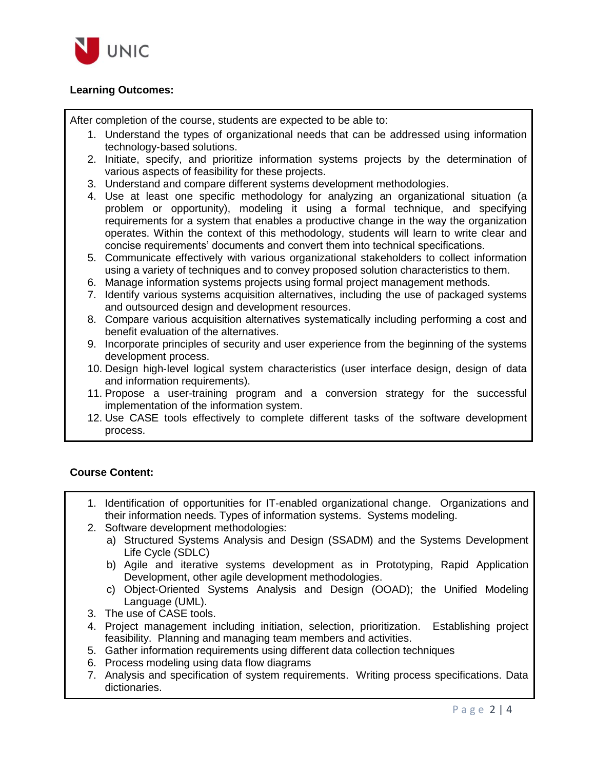**Learning Outcomes:**

After completion of the course, students are expected to be able to:

1. Understand the types of organizational needs that can be addressed using information technology-based solutions.
2. Initiate, specify, and prioritize information systems projects by the determination of various aspects of feasibility for these projects.
3. Understand and compare different systems development methodologies.
4. Use at least one specific methodology for analyzing an organizational situation (a problem or opportunity), modeling it using a formal technique, and specifying requirements for a system that enables a productive change in the way the organization operates. Within the context of this methodology, students will learn to write clear and concise requirements' documents and convert them into technical specifications.
5. Communicate effectively with various organizational stakeholders to collect information using a variety of techniques and to convey proposed solution characteristics to them.
6. Manage information systems projects using formal project management methods.
7. Identify various systems acquisition alternatives, including the use of packaged systems and outsourced design and development resources.
8. Compare various acquisition alternatives systematically including performing a cost and benefit evaluation of the alternatives.
9. Incorporate principles of security and user experience from the beginning of the systems development process.
10. Design high-level logical system characteristics (user interface design, design of data and information requirements).
11. Propose a user-training program and a conversion strategy for the successful implementation of the information system.
12. Use CASE tools effectively to complete different tasks of the software development process.

**Course Content:**

1. Identification of opportunities for IT-enabled organizational change. Organizations and their information needs. Types of information systems. Systems modeling.
2. Software development methodologies:
   a) Structured Systems Analysis and Design (SSADM) and the Systems Development Life Cycle (SDLC)
   b) Agile and iterative systems development as in Prototyping, Rapid Application Development, other agile development methodologies.
   c) Object-Oriented Systems Analysis and Design (OOAD); the Unified Modeling Language (UML).
3. The use of CASE tools.
4. Project management including initiation, selection, prioritization. Establishing project feasibility. Planning and managing team members and activities.
5. Gather information requirements using different data collection techniques
6. Process modeling using data flow diagrams
7. Analysis and specification of system requirements. Writing process specifications. Data dictionaries.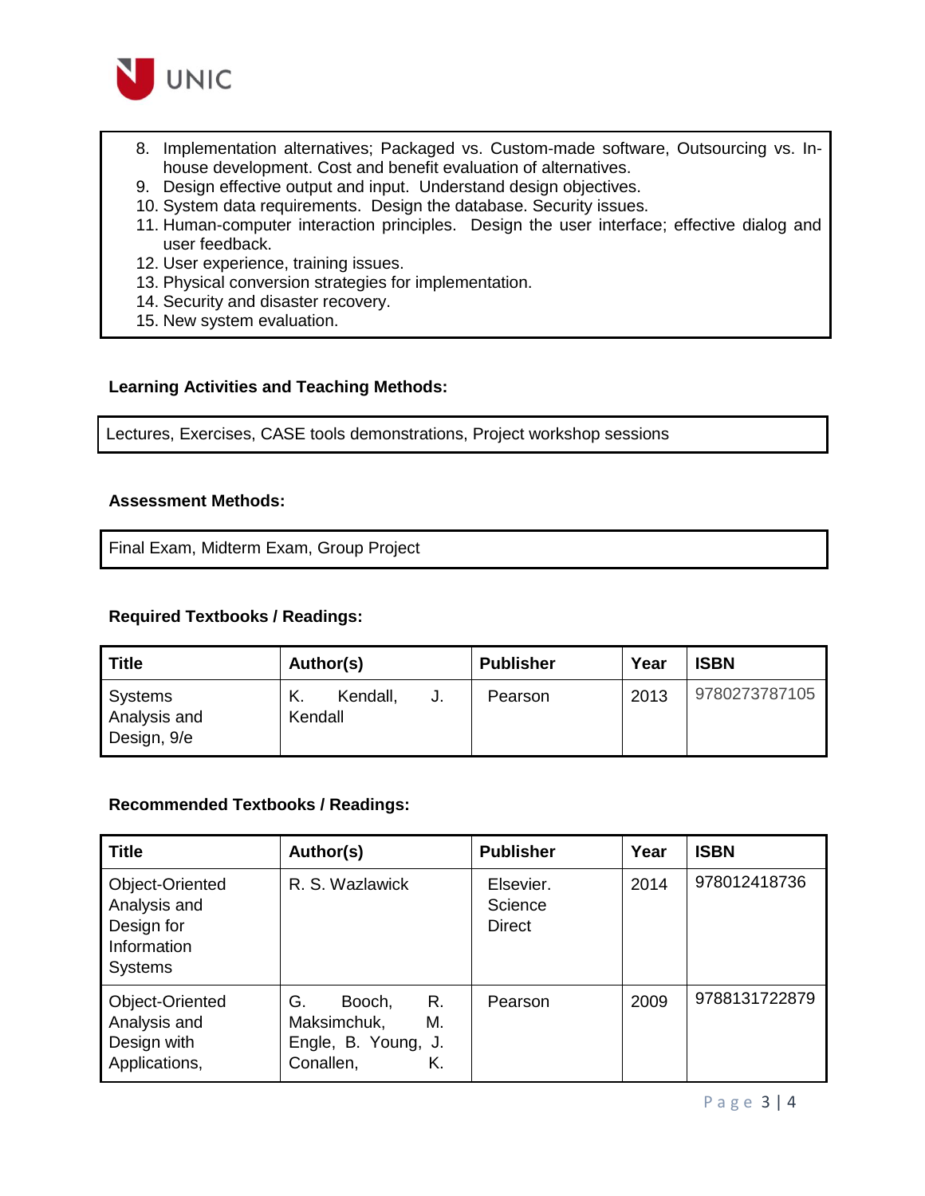8. Implementation alternatives; Packaged vs. Custom-made software, Outsourcing vs. In-house development. Cost and benefit evaluation of alternatives.
9. Design effective output and input. Understand design objectives.
10. System data requirements. Design the database. Security issues.
11. Human-computer interaction principles. Design the user interface; effective dialog and user feedback.
12. User experience, training issues.
13. Physical conversion strategies for implementation.
14. Security and disaster recovery.
15. New system evaluation.

**Learning Activities and Teaching Methods:**

Lectures, Exercises, CASE tools demonstrations, Project workshop sessions

**Assessment Methods:**

Final Exam, Midterm Exam, Group Project

**Required Textbooks / Readings:**

| Title | Author(s) | Publisher | Year | ISBN |
|---|---|---|---|---|
| Systems Analysis and Design, 9/e | K. Kendall, J. Kendall | Pearson | 2013 | 9780273787105 |

**Recommended Textbooks / Readings:**

| Title | Author(s) | Publisher | Year | ISBN |
|---|---|---|---|---|
| Object-Oriented Analysis and Design for Information Systems | R. S. Wazlawick | Elsevier. Science Direct | 2014 | 978012418736 |
| Object-Oriented Analysis and Design with Applications, | G. Booch, R. Maksimchuk, M. Engle, B. Young, J. Conallen, K. | Pearson | 2009 | 9788131722879 |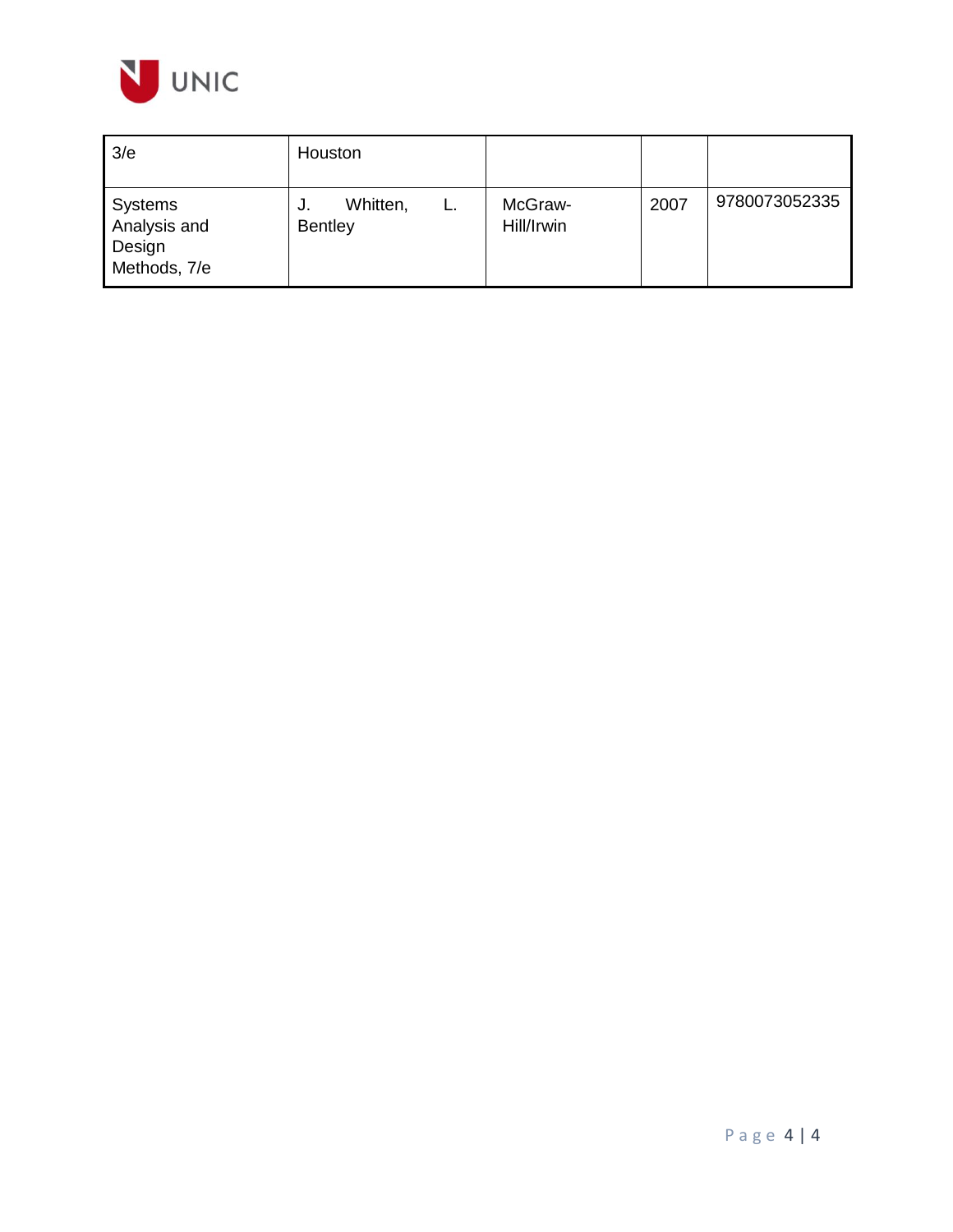| | | | | |
|---|---|---|---|---|
| 3/e | Houston | | | |
| Systems Analysis and Design Methods, 7/e | J. Whitten, L. Bentley | McGraw-Hill/Irwin | 2007 | 9780073052335 |